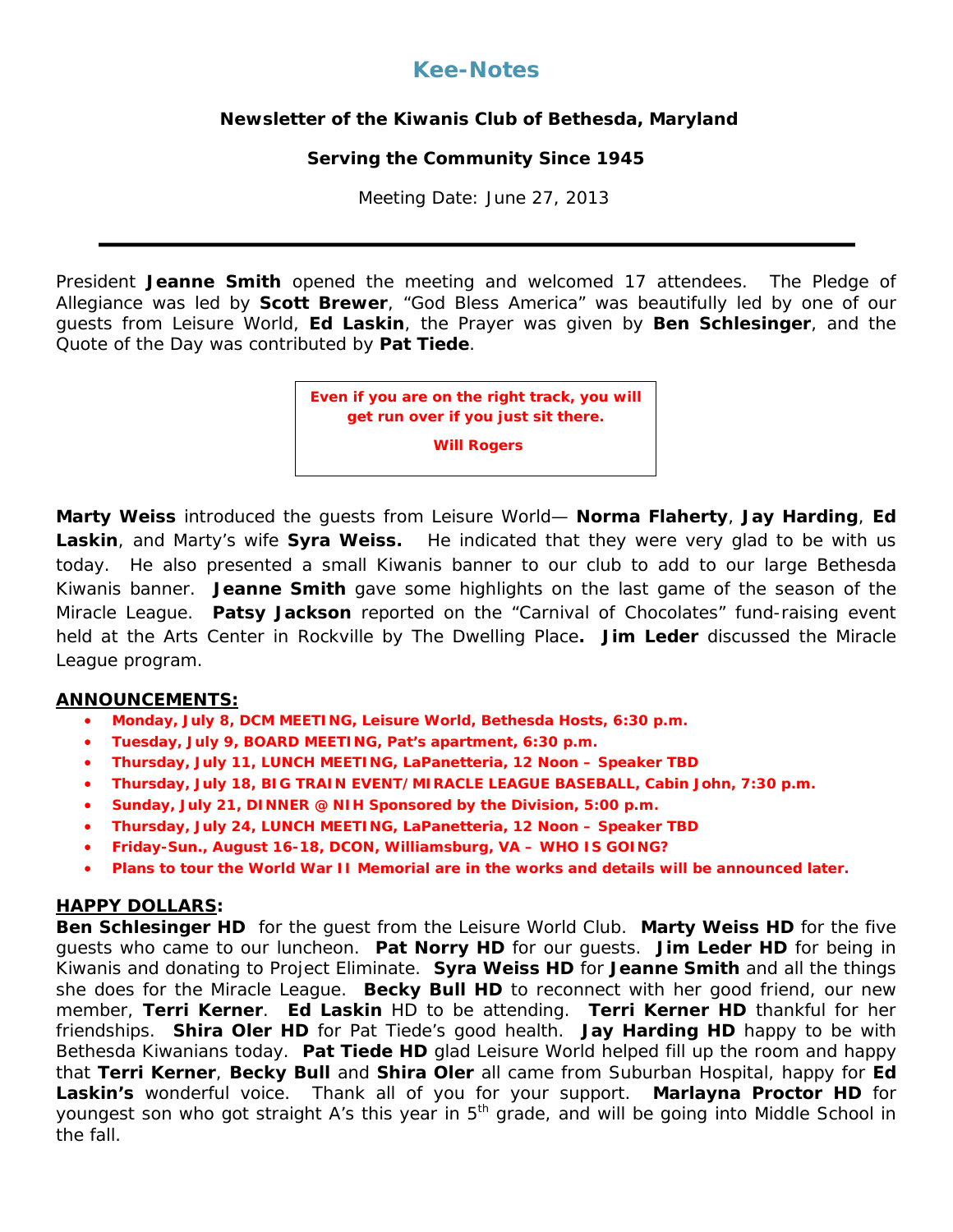# Kee-Notes

**Newsletter of the Kiwanis Club of Bethesda, Maryland**

**Serving the Community Since 1945**

Meeting Date: June 27, 2013

---

President **Jeanne Smith** opened the meeting and welcomed 17 attendees. The Pledge of Allegiance was led by **Scott Brewer**, "God Bless America" was beautifully led by one of our guests from Leisure World, **Ed Laskin**, the Prayer was given by **Ben Schlesinger**, and the Quote of the Day was contributed by **Pat Tiede**.

> **Even if you are on the right track, you will get run over if you just sit there.**
>
> **Will Rogers**

**Marty Weiss** introduced the guests from Leisure World— **Norma Flaherty**, **Jay Harding**, **Ed Laskin**, and Marty's wife **Syra Weiss.** He indicated that they were very glad to be with us today. He also presented a small Kiwanis banner to our club to add to our large Bethesda Kiwanis banner. **Jeanne Smith** gave some highlights on the last game of the season of the Miracle League. **Patsy Jackson** reported on the "Carnival of Chocolates" fund-raising event held at the Arts Center in Rockville by The Dwelling Place**.** **Jim Leder** discussed the Miracle League program.

**ANNOUNCEMENTS:**

- **Monday, July 8, DCM MEETING, Leisure World, Bethesda Hosts, 6:30 p.m.**
- **Tuesday, July 9, BOARD MEETING, Pat's apartment, 6:30 p.m.**
- **Thursday, July 11, LUNCH MEETING, LaPanetteria, 12 Noon – Speaker TBD**
- **Thursday, July 18, BIG TRAIN EVENT/MIRACLE LEAGUE BASEBALL, Cabin John, 7:30 p.m.**
- **Sunday, July 21, DINNER @ NIH Sponsored by the Division, 5:00 p.m.**
- **Thursday, July 24, LUNCH MEETING, LaPanetteria, 12 Noon – Speaker TBD**
- **Friday-Sun., August 16-18, DCON, Williamsburg, VA – WHO IS GOING?**
- **Plans to tour the World War II Memorial are in the works and details will be announced later.**

**HAPPY DOLLARS:**

**Ben Schlesinger HD** for the guest from the Leisure World Club. **Marty Weiss HD** for the five guests who came to our luncheon. **Pat Norry HD** for our guests. **Jim Leder HD** for being in Kiwanis and donating to Project Eliminate. **Syra Weiss HD** for **Jeanne Smith** and all the things she does for the Miracle League. **Becky Bull HD** to reconnect with her good friend, our new member, **Terri Kerner**. **Ed Laskin** HD to be attending. **Terri Kerner HD** thankful for her friendships. **Shira Oler HD** for Pat Tiede's good health. **Jay Harding HD** happy to be with Bethesda Kiwanians today. **Pat Tiede HD** glad Leisure World helped fill up the room and happy that **Terri Kerner**, **Becky Bull** and **Shira Oler** all came from Suburban Hospital, happy for **Ed Laskin's** wonderful voice. Thank all of you for your support. **Marlayna Proctor HD** for youngest son who got straight A's this year in 5th grade, and will be going into Middle School in the fall.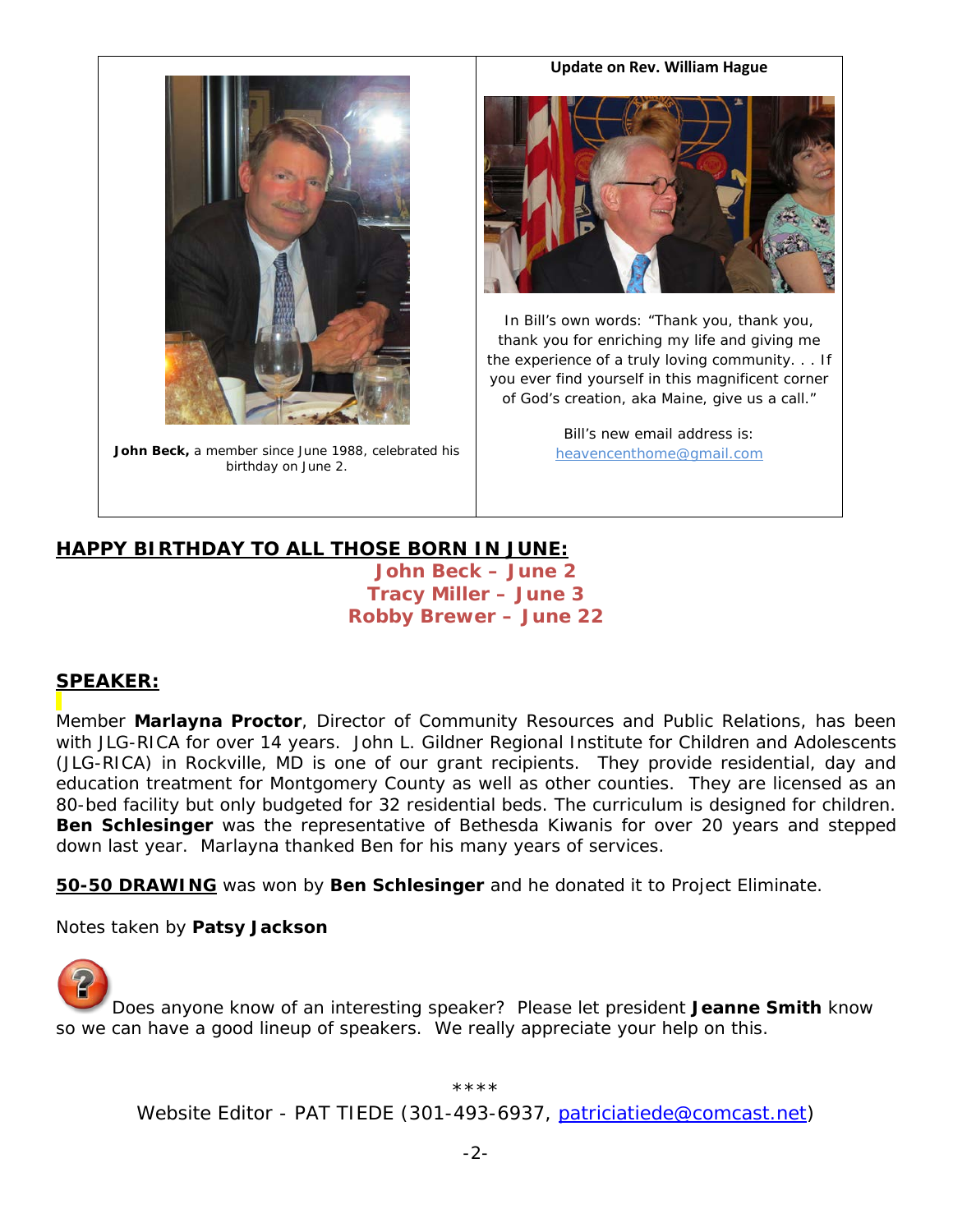**John Beck,** a member since June 1988, celebrated his birthday on June 2.

**Update on Rev. William Hague**

In Bill's own words: "Thank you, thank you, thank you for enriching my life and giving me the experience of a truly loving community. . . If you ever find yourself in this magnificent corner of God's creation, aka Maine, give us a call."

Bill's new email address is: heavencenthome@gmail.com

## HAPPY BIRTHDAY TO ALL THOSE BORN IN JUNE:

**John Beck – June 2**
**Tracy Miller – June 3**
**Robby Brewer – June 22**

## SPEAKER:

Member **Marlayna Proctor**, Director of Community Resources and Public Relations, has been with JLG-RICA for over 14 years. John L. Gildner Regional Institute for Children and Adolescents (JLG-RICA) in Rockville, MD is one of our grant recipients. They provide residential, day and education treatment for Montgomery County as well as other counties. They are licensed as an 80-bed facility but only budgeted for 32 residential beds. The curriculum is designed for children. **Ben Schlesinger** was the representative of Bethesda Kiwanis for over 20 years and stepped down last year. Marlayna thanked Ben for his many years of services.

**50-50 DRAWING** was won by **Ben Schlesinger** and he donated it to Project Eliminate.

Notes taken by **Patsy Jackson**

Does anyone know of an interesting speaker? Please let president **Jeanne Smith** know so we can have a good lineup of speakers. We really appreciate your help on this.

\*\*\*\*

Website Editor - PAT TIEDE (301-493-6937, patriciatiede@comcast.net)